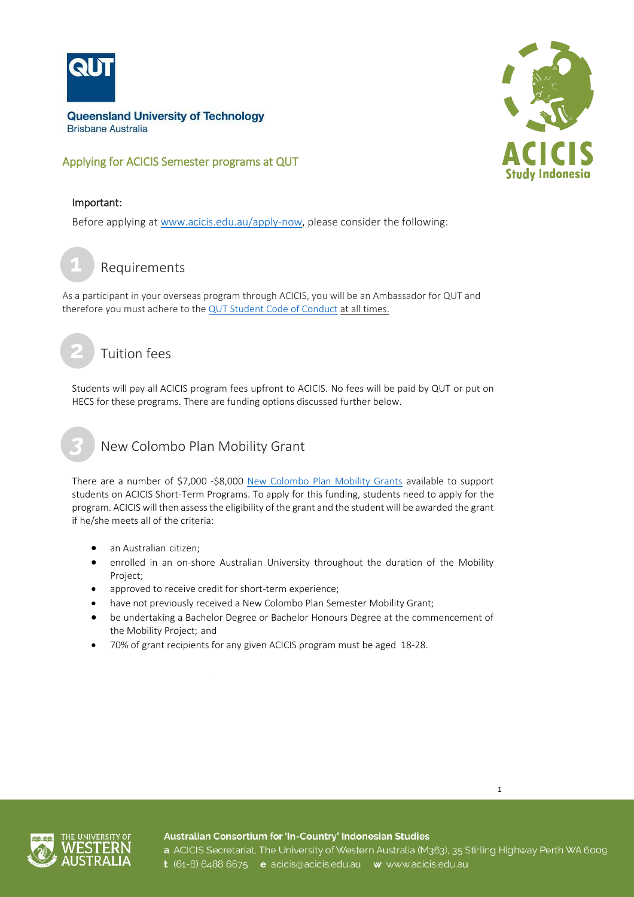Queensland University of Technology
Brisbane Australia

# Applying for ACICIS Semester programs at QUT

**Important:**

Before applying at www.acicis.edu.au/apply-now, please consider the following:

## 1 Requirements

As a participant in your overseas program through ACICIS, you will be an Ambassador for QUT and therefore you must adhere to the QUT Student Code of Conduct at all times.

## 2 Tuition fees

Students will pay all ACICIS program fees upfront to ACICIS. No fees will be paid by QUT or put on HECS for these programs. There are funding options discussed further below.

## 3 New Colombo Plan Mobility Grant

There are a number of $7,000 -$8,000 New Colombo Plan Mobility Grants available to support students on ACICIS Short-Term Programs. To apply for this funding, students need to apply for the program. ACICIS will then assess the eligibility of the grant and the student will be awarded the grant if he/she meets all of the criteria:

- an Australian citizen;
- enrolled in an on-shore Australian University throughout the duration of the Mobility Project;
- approved to receive credit for short-term experience;
- have not previously received a New Colombo Plan Semester Mobility Grant;
- be undertaking a Bachelor Degree or Bachelor Honours Degree at the commencement of the Mobility Project; and
- 70% of grant recipients for any given ACICIS program must be aged 18-28.

**Australian Consortium for 'In-Country' Indonesian Studies**
a ACICIS Secretariat, The University of Western Australia (M363), 35 Stirling Highway Perth WA 6009
t (61-8) 6488 6675 e acicis@acicis.edu.au w www.acicis.edu.au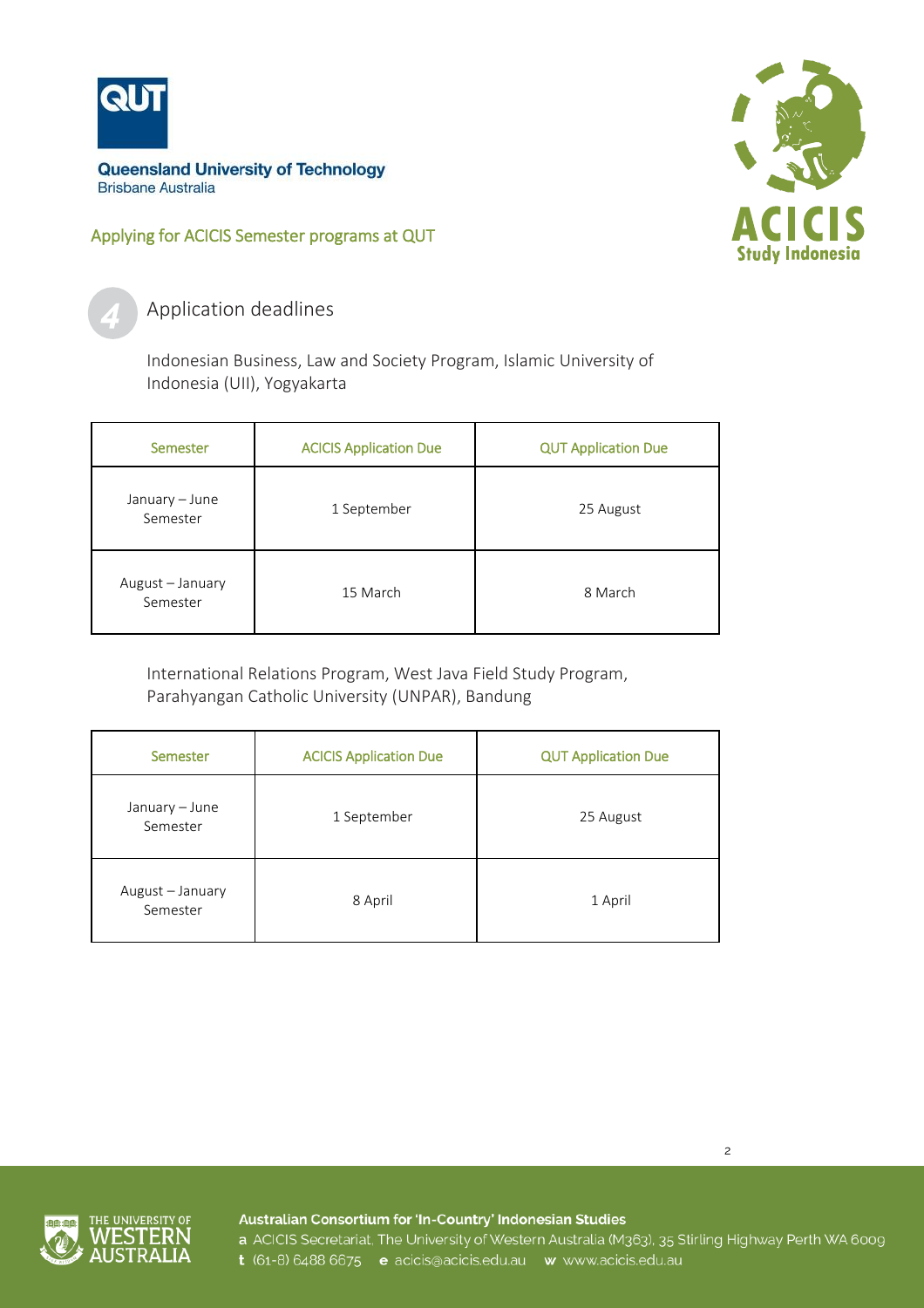Queensland University of Technology
Brisbane Australia

Applying for ACICIS Semester programs at QUT

## 4 Application deadlines

Indonesian Business, Law and Society Program, Islamic University of Indonesia (UII), Yogyakarta

| Semester | ACICIS Application Due | QUT Application Due |
|---|---|---|
| January – June Semester | 1 September | 25 August |
| August – January Semester | 15 March | 8 March |

International Relations Program, West Java Field Study Program, Parahyangan Catholic University (UNPAR), Bandung

| Semester | ACICIS Application Due | QUT Application Due |
|---|---|---|
| January – June Semester | 1 September | 25 August |
| August – January Semester | 8 April | 1 April |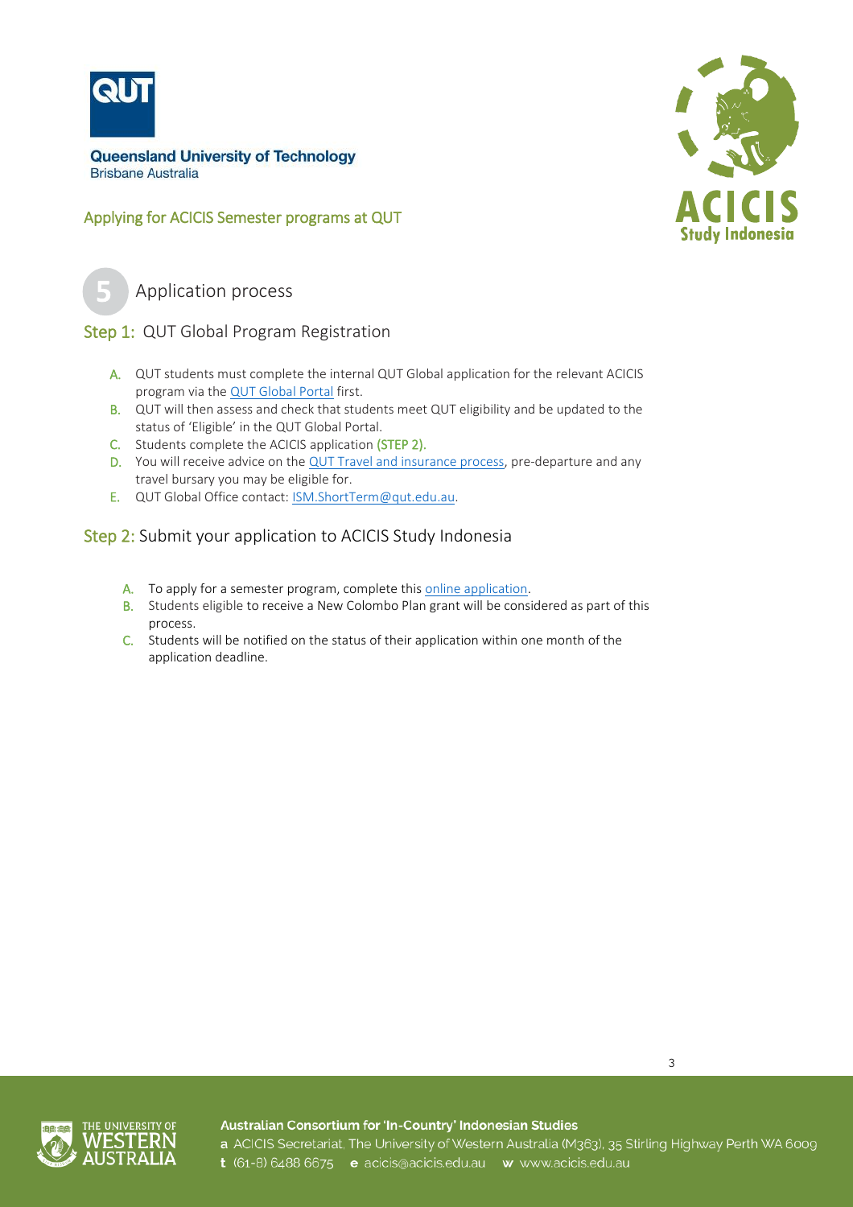Queensland University of Technology
Brisbane Australia

Applying for ACICIS Semester programs at QUT

## 5 Application process

### Step 1: QUT Global Program Registration

A. QUT students must complete the internal QUT Global application for the relevant ACICIS program via the QUT Global Portal first.
B. QUT will then assess and check that students meet QUT eligibility and be updated to the status of 'Eligible' in the QUT Global Portal.
C. Students complete the ACICIS application (STEP 2).
D. You will receive advice on the QUT Travel and insurance process, pre-departure and any travel bursary you may be eligible for.
E. QUT Global Office contact: ISM.ShortTerm@qut.edu.au.

### Step 2: Submit your application to ACICIS Study Indonesia

A. To apply for a semester program, complete this online application.
B. Students eligible to receive a New Colombo Plan grant will be considered as part of this process.
C. Students will be notified on the status of their application within one month of the application deadline.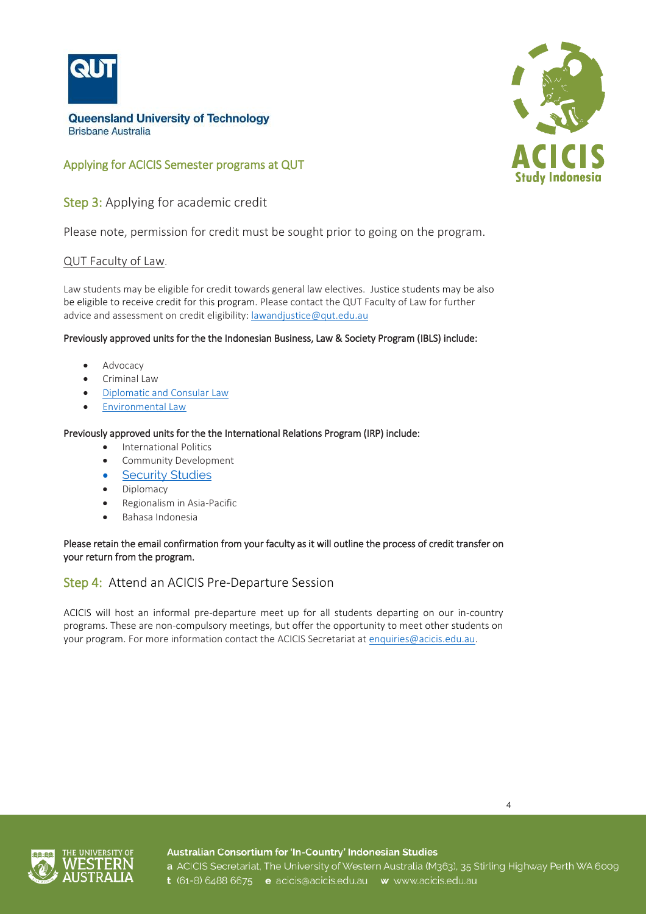Queensland University of Technology
Brisbane Australia

## Applying for ACICIS Semester programs at QUT

### Step 3: Applying for academic credit

Please note, permission for credit must be sought prior to going on the program.

QUT Faculty of Law.

Law students may be eligible for credit towards general law electives. Justice students may be also be eligible to receive credit for this program. Please contact the QUT Faculty of Law for further advice and assessment on credit eligibility: lawandjustice@qut.edu.au

**Previously approved units for the the Indonesian Business, Law & Society Program (IBLS) include:**

- Advocacy
- Criminal Law
- Diplomatic and Consular Law
- Environmental Law

**Previously approved units for the the International Relations Program (IRP) include:**

- International Politics
- Community Development
- Security Studies
- Diplomacy
- Regionalism in Asia-Pacific
- Bahasa Indonesia

**Please retain the email confirmation from your faculty as it will outline the process of credit transfer on your return from the program.**

### Step 4: Attend an ACICIS Pre-Departure Session

ACICIS will host an informal pre-departure meet up for all students departing on our in-country programs. These are non-compulsory meetings, but offer the opportunity to meet other students on your program. For more information contact the ACICIS Secretariat at enquiries@acicis.edu.au.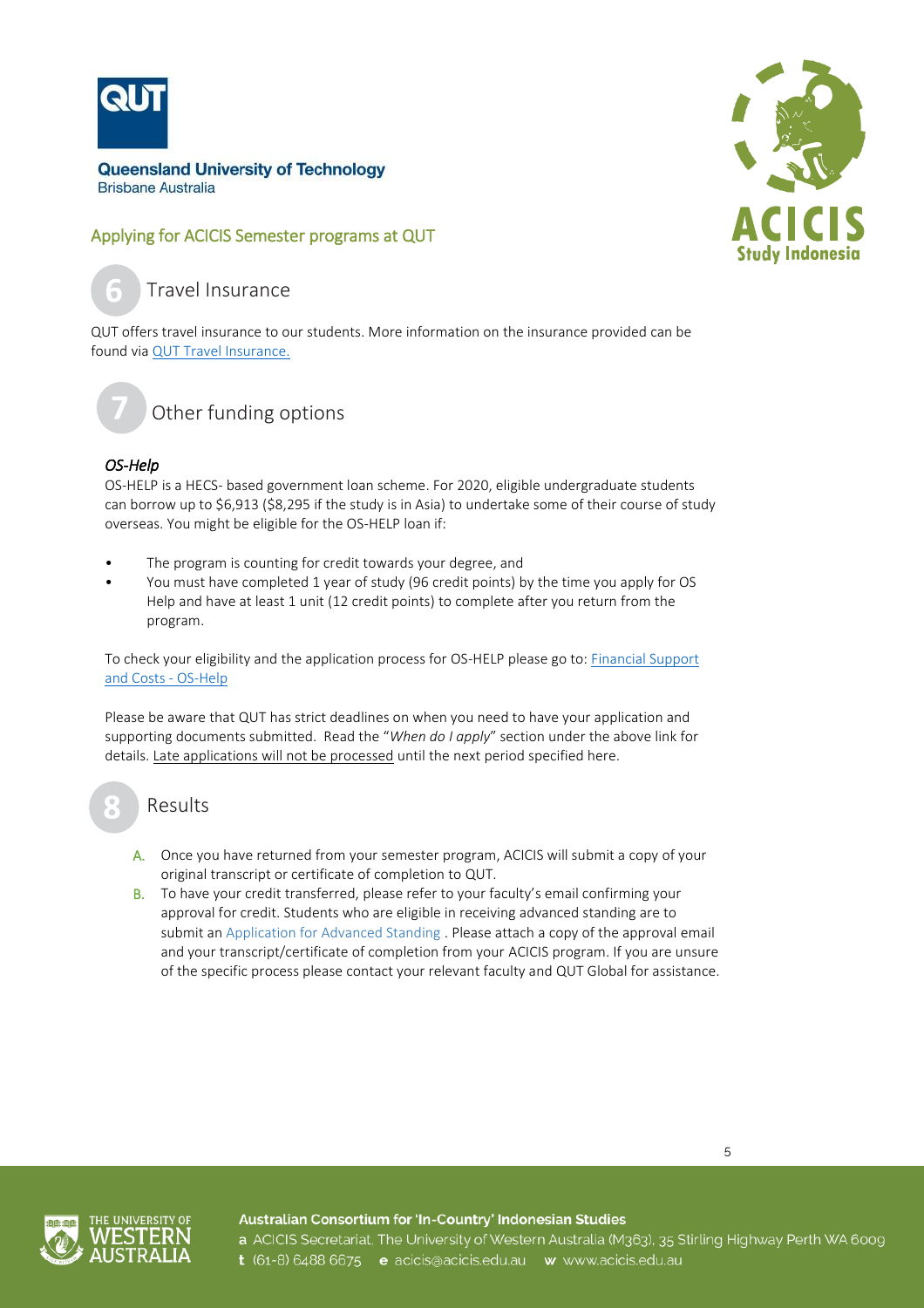**Queensland University of Technology**
Brisbane Australia

## Applying for ACICIS Semester programs at QUT

## 6 Travel Insurance

QUT offers travel insurance to our students. More information on the insurance provided can be found via QUT Travel Insurance.

## 7 Other funding options

### *OS-Help*

OS-HELP is a HECS- based government loan scheme. For 2020, eligible undergraduate students can borrow up to $6,913 ($8,295 if the study is in Asia) to undertake some of their course of study overseas. You might be eligible for the OS-HELP loan if:

- The program is counting for credit towards your degree, and
- You must have completed 1 year of study (96 credit points) by the time you apply for OS Help and have at least 1 unit (12 credit points) to complete after you return from the program.

To check your eligibility and the application process for OS-HELP please go to: Financial Support and Costs - OS-Help

Please be aware that QUT has strict deadlines on when you need to have your application and supporting documents submitted. Read the "*When do I apply*" section under the above link for details. Late applications will not be processed until the next period specified here.

## 8 Results

A. Once you have returned from your semester program, ACICIS will submit a copy of your original transcript or certificate of completion to QUT.

B. To have your credit transferred, please refer to your faculty's email confirming your approval for credit. Students who are eligible in receiving advanced standing are to submit an Application for Advanced Standing . Please attach a copy of the approval email and your transcript/certificate of completion from your ACICIS program. If you are unsure of the specific process please contact your relevant faculty and QUT Global for assistance.